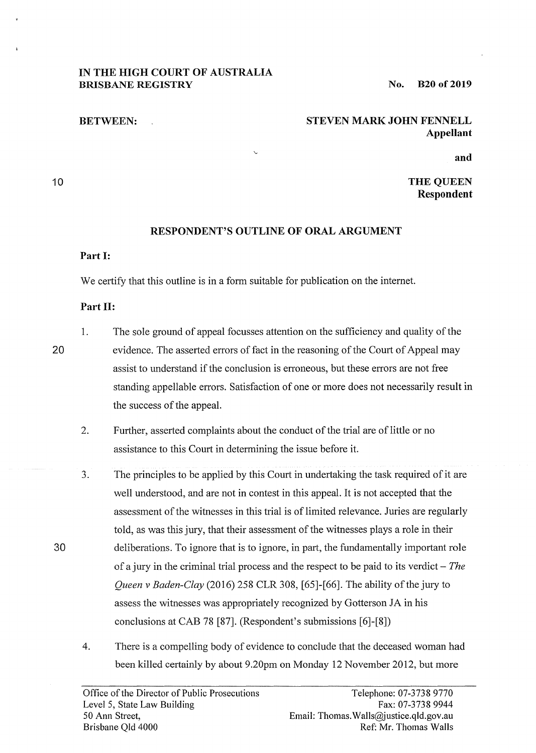**IN THE HIGH COURT OF AUSTRALIA**
**BRISBANE REGISTRY**

**No. B20 of 2019**

**BETWEEN:**

**STEVEN MARK JOHN FENNELL**
**Appellant**

**and**

**THE QUEEN**
**Respondent**

## RESPONDENT'S OUTLINE OF ORAL ARGUMENT

**Part I:**

We certify that this outline is in a form suitable for publication on the internet.

**Part II:**

1. The sole ground of appeal focusses attention on the sufficiency and quality of the evidence. The asserted errors of fact in the reasoning of the Court of Appeal may assist to understand if the conclusion is erroneous, but these errors are not free standing appellable errors. Satisfaction of one or more does not necessarily result in the success of the appeal.

2. Further, asserted complaints about the conduct of the trial are of little or no assistance to this Court in determining the issue before it.

3. The principles to be applied by this Court in undertaking the task required of it are well understood, and are not in contest in this appeal. It is not accepted that the assessment of the witnesses in this trial is of limited relevance. Juries are regularly told, as was this jury, that their assessment of the witnesses plays a role in their deliberations. To ignore that is to ignore, in part, the fundamentally important role of a jury in the criminal trial process and the respect to be paid to its verdict – *The Queen v Baden-Clay* (2016) 258 CLR 308, [65]-[66]. The ability of the jury to assess the witnesses was appropriately recognized by Gotterson JA in his conclusions at CAB 78 [87]. (Respondent's submissions [6]-[8])

4. There is a compelling body of evidence to conclude that the deceased woman had been killed certainly by about 9.20pm on Monday 12 November 2012, but more

Office of the Director of Public Prosecutions
Level 5, State Law Building
50 Ann Street,
Brisbane Qld 4000

Telephone: 07-3738 9770
Fax: 07-3738 9944
Email: Thomas.Walls@justice.qld.gov.au
Ref: Mr. Thomas Walls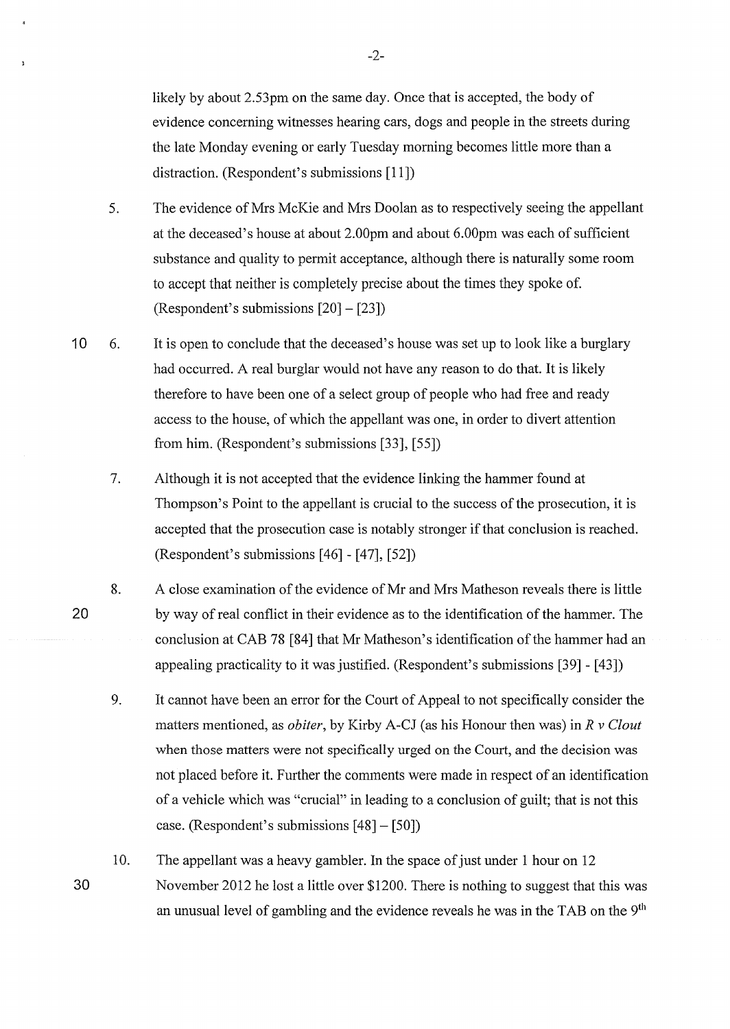likely by about 2.53pm on the same day. Once that is accepted, the body of evidence concerning witnesses hearing cars, dogs and people in the streets during the late Monday evening or early Tuesday morning becomes little more than a distraction. (Respondent's submissions [11])

5. The evidence of Mrs McKie and Mrs Doolan as to respectively seeing the appellant at the deceased's house at about 2.00pm and about 6.00pm was each of sufficient substance and quality to permit acceptance, although there is naturally some room to accept that neither is completely precise about the times they spoke of. (Respondent's submissions [20] – [23])

6. It is open to conclude that the deceased's house was set up to look like a burglary had occurred. A real burglar would not have any reason to do that. It is likely therefore to have been one of a select group of people who had free and ready access to the house, of which the appellant was one, in order to divert attention from him. (Respondent's submissions [33], [55])

7. Although it is not accepted that the evidence linking the hammer found at Thompson's Point to the appellant is crucial to the success of the prosecution, it is accepted that the prosecution case is notably stronger if that conclusion is reached. (Respondent's submissions [46] - [47], [52])

8. A close examination of the evidence of Mr and Mrs Matheson reveals there is little by way of real conflict in their evidence as to the identification of the hammer. The conclusion at CAB 78 [84] that Mr Matheson's identification of the hammer had an appealing practicality to it was justified. (Respondent's submissions [39] - [43])

9. It cannot have been an error for the Court of Appeal to not specifically consider the matters mentioned, as *obiter*, by Kirby A-CJ (as his Honour then was) in *R v Clout* when those matters were not specifically urged on the Court, and the decision was not placed before it. Further the comments were made in respect of an identification of a vehicle which was "crucial" in leading to a conclusion of guilt; that is not this case. (Respondent's submissions [48] – [50])

10. The appellant was a heavy gambler. In the space of just under 1 hour on 12 November 2012 he lost a little over $1200. There is nothing to suggest that this was an unusual level of gambling and the evidence reveals he was in the TAB on the 9th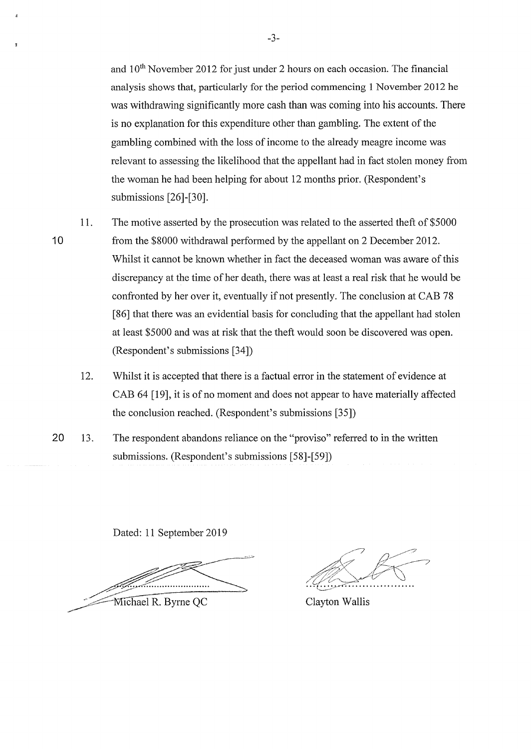and 10th November 2012 for just under 2 hours on each occasion. The financial analysis shows that, particularly for the period commencing 1 November 2012 he was withdrawing significantly more cash than was coming into his accounts. There is no explanation for this expenditure other than gambling. The extent of the gambling combined with the loss of income to the already meagre income was relevant to assessing the likelihood that the appellant had in fact stolen money from the woman he had been helping for about 12 months prior. (Respondent's submissions [26]-[30].

11. The motive asserted by the prosecution was related to the asserted theft of $5000 from the $8000 withdrawal performed by the appellant on 2 December 2012. Whilst it cannot be known whether in fact the deceased woman was aware of this discrepancy at the time of her death, there was at least a real risk that he would be confronted by her over it, eventually if not presently. The conclusion at CAB 78 [86] that there was an evidential basis for concluding that the appellant had stolen at least $5000 and was at risk that the theft would soon be discovered was open. (Respondent's submissions [34])

12. Whilst it is accepted that there is a factual error in the statement of evidence at CAB 64 [19], it is of no moment and does not appear to have materially affected the conclusion reached. (Respondent's submissions [35])

13. The respondent abandons reliance on the "proviso" referred to in the written submissions. (Respondent's submissions [58]-[59])

Dated: 11 September 2019

Michael R. Byrne QC

Clayton Wallis